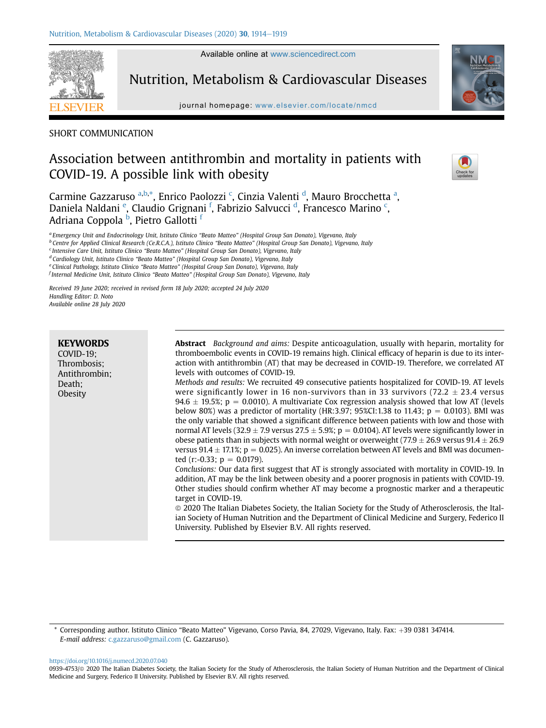SHORT COMMUNICATION

# Association between antithrombin and mortality in patients with COVID-19. A possible link with obesity

Carmine Gazzaruso [a,b,*], Enrico Paolozzi [c], Cinzia Valenti [d], Mauro Brocchetta [a], Daniela Naldani [e], Claudio Grignani [f], Fabrizio Salvucci [d], Francesco Marino [c], Adriana Coppola [b], Pietro Gallotti [f]

[a] Emergency Unit and Endocrinology Unit, Istituto Clinico "Beato Matteo" (Hospital Group San Donato), Vigevano, Italy
[b] Centre for Applied Clinical Research (Ce.R.C.A.), Istituto Clinico "Beato Matteo" (Hospital Group San Donato), Vigevano, Italy
[c] Intensive Care Unit, Istituto Clinico "Beato Matteo" (Hospital Group San Donato), Vigevano, Italy
[d] Cardiology Unit, Istituto Clinico "Beato Matteo" (Hospital Group San Donato), Vigevano, Italy
[e] Clinical Pathology, Istituto Clinico "Beato Matteo" (Hospital Group San Donato), Vigevano, Italy
[f] Internal Medicine Unit, Istituto Clinico "Beato Matteo" (Hospital Group San Donato), Vigevano, Italy

*Received 19 June 2020; received in revised form 18 July 2020; accepted 24 July 2020*
*Handling Editor: D. Noto*
*Available online 28 July 2020*

**KEYWORDS**
COVID-19;
Thrombosis;
Antithrombin;
Death;
Obesity

**Abstract** *Background and aims:* Despite anticoagulation, usually with heparin, mortality for thromboembolic events in COVID-19 remains high. Clinical efficacy of heparin is due to its interaction with antithrombin (AT) that may be decreased in COVID-19. Therefore, we correlated AT levels with outcomes of COVID-19.

*Methods and results:* We recruited 49 consecutive patients hospitalized for COVID-19. AT levels were significantly lower in 16 non-survivors than in 33 survivors (72.2 ± 23.4 versus 94.6 ± 19.5%; p = 0.0010). A multivariate Cox regression analysis showed that low AT (levels below 80%) was a predictor of mortality (HR:3.97; 95%CI:1.38 to 11.43; p = 0.0103). BMI was the only variable that showed a significant difference between patients with low and those with normal AT levels (32.9 ± 7.9 versus 27.5 ± 5.9%; p = 0.0104). AT levels were significantly lower in obese patients than in subjects with normal weight or overweight (77.9 ± 26.9 versus 91.4 ± 26.9 versus 91.4 ± 17.1%; p = 0.025). An inverse correlation between AT levels and BMI was documented (r:-0.33; p = 0.0179).

*Conclusions:* Our data first suggest that AT is strongly associated with mortality in COVID-19. In addition, AT may be the link between obesity and a poorer prognosis in patients with COVID-19. Other studies should confirm whether AT may become a prognostic marker and a therapeutic target in COVID-19.

© 2020 The Italian Diabetes Society, the Italian Society for the Study of Atherosclerosis, the Italian Society of Human Nutrition and the Department of Clinical Medicine and Surgery, Federico II University. Published by Elsevier B.V. All rights reserved.

\* Corresponding author. Istituto Clinico "Beato Matteo" Vigevano, Corso Pavia, 84, 27029, Vigevano, Italy. Fax: +39 0381 347414.
*E-mail address:* c.gazzaruso@gmail.com (C. Gazzaruso).

https://doi.org/10.1016/j.numecd.2020.07.040
0939-4753/© 2020 The Italian Diabetes Society, the Italian Society for the Study of Atherosclerosis, the Italian Society of Human Nutrition and the Department of Clinical Medicine and Surgery, Federico II University. Published by Elsevier B.V. All rights reserved.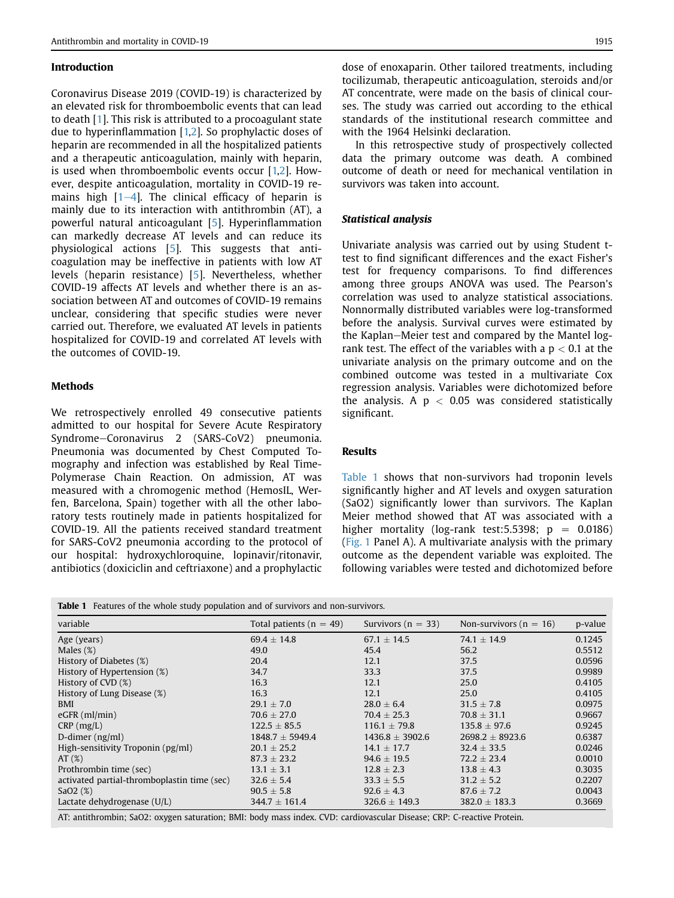## Introduction

Coronavirus Disease 2019 (COVID-19) is characterized by an elevated risk for thromboembolic events that can lead to death [1]. This risk is attributed to a procoagulant state due to hyperinflammation [1,2]. So prophylactic doses of heparin are recommended in all the hospitalized patients and a therapeutic anticoagulation, mainly with heparin, is used when thromboembolic events occur [1,2]. However, despite anticoagulation, mortality in COVID-19 remains high [1–4]. The clinical efficacy of heparin is mainly due to its interaction with antithrombin (AT), a powerful natural anticoagulant [5]. Hyperinflammation can markedly decrease AT levels and can reduce its physiological actions [5]. This suggests that anticoagulation may be ineffective in patients with low AT levels (heparin resistance) [5]. Nevertheless, whether COVID-19 affects AT levels and whether there is an association between AT and outcomes of COVID-19 remains unclear, considering that specific studies were never carried out. Therefore, we evaluated AT levels in patients hospitalized for COVID-19 and correlated AT levels with the outcomes of COVID-19.

## Methods

We retrospectively enrolled 49 consecutive patients admitted to our hospital for Severe Acute Respiratory Syndrome–Coronavirus 2 (SARS-CoV2) pneumonia. Pneumonia was documented by Chest Computed Tomography and infection was established by Real Time-Polymerase Chain Reaction. On admission, AT was measured with a chromogenic method (HemosIL, Werfen, Barcelona, Spain) together with all the other laboratory tests routinely made in patients hospitalized for COVID-19. All the patients received standard treatment for SARS-CoV2 pneumonia according to the protocol of our hospital: hydroxychloroquine, lopinavir/ritonavir, antibiotics (doxiciclin and ceftriaxone) and a prophylactic dose of enoxaparin. Other tailored treatments, including tocilizumab, therapeutic anticoagulation, steroids and/or AT concentrate, were made on the basis of clinical courses. The study was carried out according to the ethical standards of the institutional research committee and with the 1964 Helsinki declaration.

In this retrospective study of prospectively collected data the primary outcome was death. A combined outcome of death or need for mechanical ventilation in survivors was taken into account.

### *Statistical analysis*

Univariate analysis was carried out by using Student t-test to find significant differences and the exact Fisher's test for frequency comparisons. To find differences among three groups ANOVA was used. The Pearson's correlation was used to analyze statistical associations. Nonnormally distributed variables were log-transformed before the analysis. Survival curves were estimated by the Kaplan–Meier test and compared by the Mantel log-rank test. The effect of the variables with a $p < 0.1$ at the univariate analysis on the primary outcome and on the combined outcome was tested in a multivariate Cox regression analysis. Variables were dichotomized before the analysis. A $p < 0.05$ was considered statistically significant.

## Results

Table 1 shows that non-survivors had troponin levels significantly higher and AT levels and oxygen saturation (SaO2) significantly lower than survivors. The Kaplan Meier method showed that AT was associated with a higher mortality (log-rank test:5.5398; p = 0.0186) (Fig. 1 Panel A). A multivariate analysis with the primary outcome as the dependent variable was exploited. The following variables were tested and dichotomized before

**Table 1** Features of the whole study population and of survivors and non-survivors.

| variable | Total patients (n = 49) | Survivors (n = 33) | Non-survivors (n = 16) | p-value |
|---|---|---|---|---|
| Age (years) | 69.4 ± 14.8 | 67.1 ± 14.5 | 74.1 ± 14.9 | 0.1245 |
| Males (%) | 49.0 | 45.4 | 56.2 | 0.5512 |
| History of Diabetes (%) | 20.4 | 12.1 | 37.5 | 0.0596 |
| History of Hypertension (%) | 34.7 | 33.3 | 37.5 | 0.9989 |
| History of CVD (%) | 16.3 | 12.1 | 25.0 | 0.4105 |
| History of Lung Disease (%) | 16.3 | 12.1 | 25.0 | 0.4105 |
| BMI | 29.1 ± 7.0 | 28.0 ± 6.4 | 31.5 ± 7.8 | 0.0975 |
| eGFR (ml/min) | 70.6 ± 27.0 | 70.4 ± 25.3 | 70.8 ± 31.1 | 0.9667 |
| CRP (mg/L) | 122.5 ± 85.5 | 116.1 ± 79.8 | 135.8 ± 97.6 | 0.9245 |
| D-dimer (ng/ml) | 1848.7 ± 5949.4 | 1436.8 ± 3902.6 | 2698.2 ± 8923.6 | 0.6387 |
| High-sensitivity Troponin (pg/ml) | 20.1 ± 25.2 | 14.1 ± 17.7 | 32.4 ± 33.5 | 0.0246 |
| AT (%) | 87.3 ± 23.2 | 94.6 ± 19.5 | 72.2 ± 23.4 | 0.0010 |
| Prothrombin time (sec) | 13.1 ± 3.1 | 12.8 ± 2.3 | 13.8 ± 4.3 | 0.3035 |
| activated partial-thromboplastin time (sec) | 32.6 ± 5.4 | 33.3 ± 5.5 | 31.2 ± 5.2 | 0.2207 |
| SaO2 (%) | 90.5 ± 5.8 | 92.6 ± 4.3 | 87.6 ± 7.2 | 0.0043 |
| Lactate dehydrogenase (U/L) | 344.7 ± 161.4 | 326.6 ± 149.3 | 382.0 ± 183.3 | 0.3669 |

AT: antithrombin; SaO2: oxygen saturation; BMI: body mass index. CVD: cardiovascular Disease; CRP: C-reactive Protein.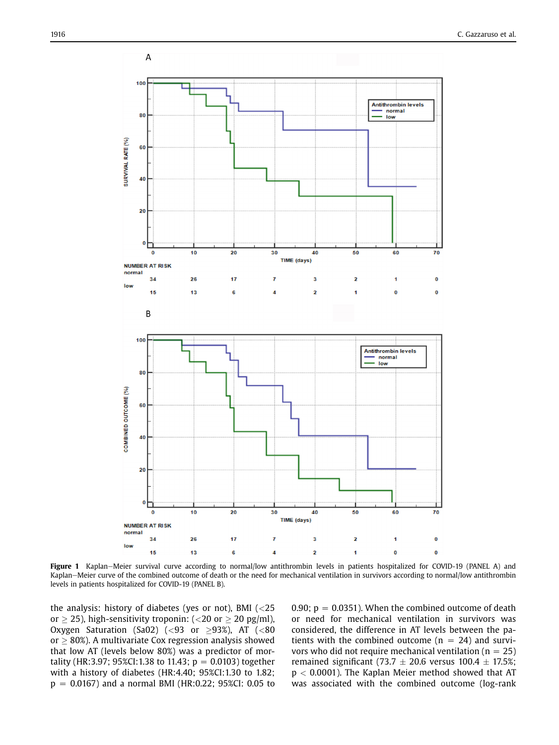Figure 1 Kaplan–Meier survival curve according to normal/low antithrombin levels in patients hospitalized for COVID-19 (PANEL A) and Kaplan–Meier curve of the combined outcome of death or the need for mechanical ventilation in survivors according to normal/low antithrombin levels in patients hospitalized for COVID-19 (PANEL B).

the analysis: history of diabetes (yes or not), BMI (<25 or $\geq$ 25), high-sensitivity troponin: (<20 or $\geq$ 20 pg/ml), Oxygen Saturation (Sa02) (<93 or $\geq$93%), AT (<80 or $\geq$ 80%). A multivariate Cox regression analysis showed that low AT (levels below 80%) was a predictor of mortality (HR:3.97; 95%CI:1.38 to 11.43; p = 0.0103) together with a history of diabetes (HR:4.40; 95%CI:1.30 to 1.82; p = 0.0167) and a normal BMI (HR:0.22; 95%CI: 0.05 to 0.90; p = 0.0351). When the combined outcome of death or need for mechanical ventilation in survivors was considered, the difference in AT levels between the patients with the combined outcome (n = 24) and survivors who did not require mechanical ventilation (n = 25) remained significant (73.7 $\pm$ 20.6 versus 100.4 $\pm$ 17.5%; p < 0.0001). The Kaplan Meier method showed that AT was associated with the combined outcome (log-rank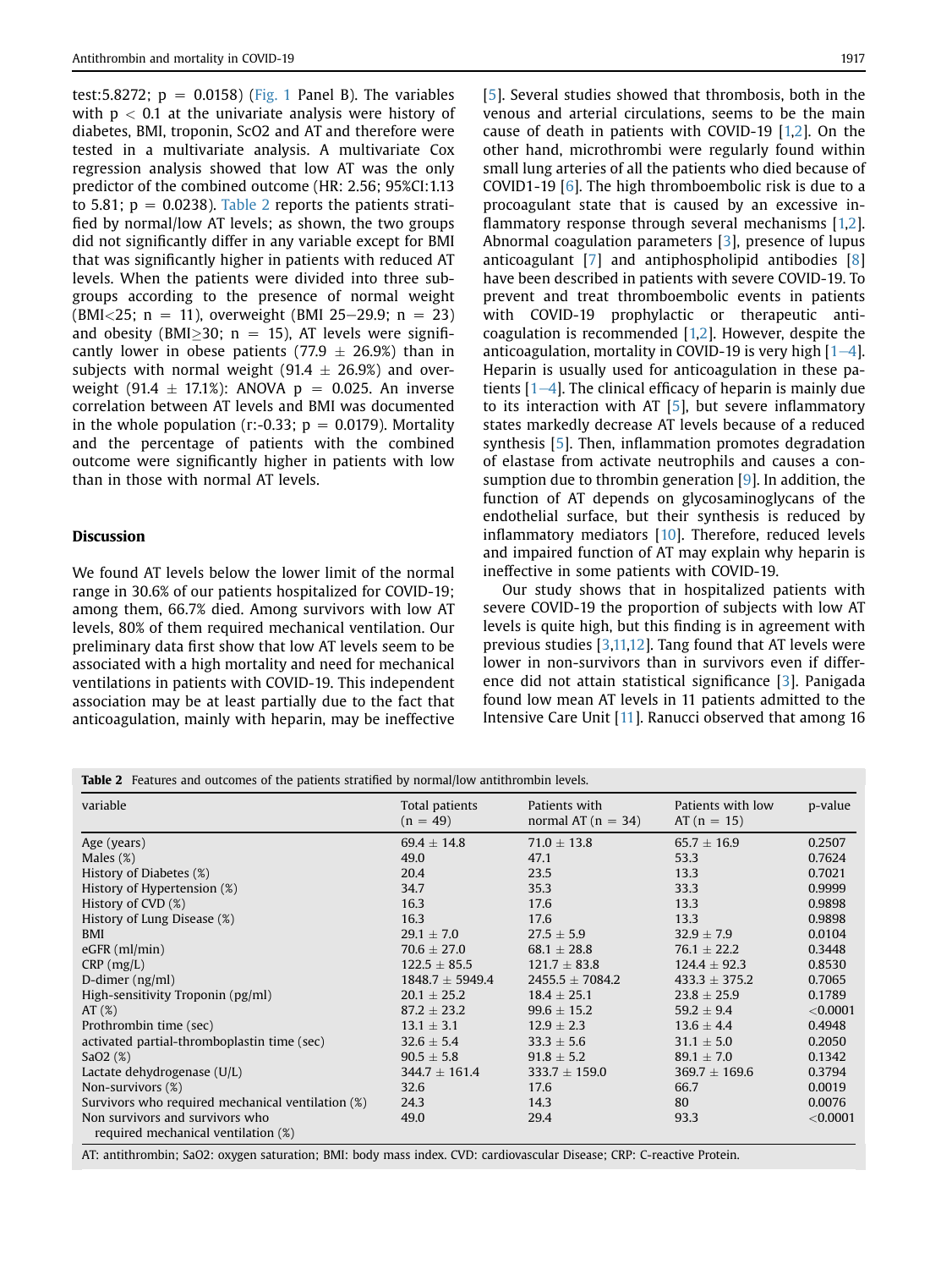test:5.8272; p = 0.0158) (Fig. 1 Panel B). The variables with $p < 0.1$ at the univariate analysis were history of diabetes, BMI, troponin, ScO2 and AT and therefore were tested in a multivariate analysis. A multivariate Cox regression analysis showed that low AT was the only predictor of the combined outcome (HR: 2.56; 95%CI:1.13 to 5.81; p = 0.0238). Table 2 reports the patients stratified by normal/low AT levels; as shown, the two groups did not significantly differ in any variable except for BMI that was significantly higher in patients with reduced AT levels. When the patients were divided into three subgroups according to the presence of normal weight (BMI<25; n = 11), overweight (BMI 25–29.9; n = 23) and obesity (BMI≥30; n = 15), AT levels were significantly lower in obese patients (77.9 ± 26.9%) than in subjects with normal weight (91.4 ± 26.9%) and overweight (91.4 ± 17.1%): ANOVA p = 0.025. An inverse correlation between AT levels and BMI was documented in the whole population (r:-0.33; p = 0.0179). Mortality and the percentage of patients with the combined outcome were significantly higher in patients with low than in those with normal AT levels.

## Discussion

We found AT levels below the lower limit of the normal range in 30.6% of our patients hospitalized for COVID-19; among them, 66.7% died. Among survivors with low AT levels, 80% of them required mechanical ventilation. Our preliminary data first show that low AT levels seem to be associated with a high mortality and need for mechanical ventilations in patients with COVID-19. This independent association may be at least partially due to the fact that anticoagulation, mainly with heparin, may be ineffective [5]. Several studies showed that thrombosis, both in the venous and arterial circulations, seems to be the main cause of death in patients with COVID-19 [1,2]. On the other hand, microthrombi were regularly found within small lung arteries of all the patients who died because of COVD1-19 [6]. The high thromboembolic risk is due to a procoagulant state that is caused by an excessive inflammatory response through several mechanisms [1,2]. Abnormal coagulation parameters [3], presence of lupus anticoagulant [7] and antiphospholipid antibodies [8] have been described in patients with severe COVID-19. To prevent and treat thromboembolic events in patients with COVID-19 prophylactic or therapeutic anticoagulation is recommended [1,2]. However, despite the anticoagulation, mortality in COVID-19 is very high [1–4]. Heparin is usually used for anticoagulation in these patients [1–4]. The clinical efficacy of heparin is mainly due to its interaction with AT [5], but severe inflammatory states markedly decrease AT levels because of a reduced synthesis [5]. Then, inflammation promotes degradation of elastase from activate neutrophils and causes a consumption due to thrombin generation [9]. In addition, the function of AT depends on glycosaminoglycans of the endothelial surface, but their synthesis is reduced by inflammatory mediators [10]. Therefore, reduced levels and impaired function of AT may explain why heparin is ineffective in some patients with COVID-19.

Our study shows that in hospitalized patients with severe COVID-19 the proportion of subjects with low AT levels is quite high, but this finding is in agreement with previous studies [3,11,12]. Tang found that AT levels were lower in non-survivors than in survivors even if difference did not attain statistical significance [3]. Panigada found low mean AT levels in 11 patients admitted to the Intensive Care Unit [11]. Ranucci observed that among 16

**Table 2** Features and outcomes of the patients stratified by normal/low antithrombin levels.

| variable | Total patients (n = 49) | Patients with normal AT (n = 34) | Patients with low AT (n = 15) | p-value |
|---|---|---|---|---|
| Age (years) | 69.4 ± 14.8 | 71.0 ± 13.8 | 65.7 ± 16.9 | 0.2507 |
| Males (%) | 49.0 | 47.1 | 53.3 | 0.7624 |
| History of Diabetes (%) | 20.4 | 23.5 | 13.3 | 0.7021 |
| History of Hypertension (%) | 34.7 | 35.3 | 33.3 | 0.9999 |
| History of CVD (%) | 16.3 | 17.6 | 13.3 | 0.9898 |
| History of Lung Disease (%) | 16.3 | 17.6 | 13.3 | 0.9898 |
| BMI | 29.1 ± 7.0 | 27.5 ± 5.9 | 32.9 ± 7.9 | 0.0104 |
| eGFR (ml/min) | 70.6 ± 27.0 | 68.1 ± 28.8 | 76.1 ± 22.2 | 0.3448 |
| CRP (mg/L) | 122.5 ± 85.5 | 121.7 ± 83.8 | 124.4 ± 92.3 | 0.8530 |
| D-dimer (ng/ml) | 1848.7 ± 5949.4 | 2455.5 ± 7084.2 | 433.3 ± 375.2 | 0.7065 |
| High-sensitivity Troponin (pg/ml) | 20.1 ± 25.2 | 18.4 ± 25.1 | 23.8 ± 25.9 | 0.1789 |
| AT (%) | 87.2 ± 23.2 | 99.6 ± 15.2 | 59.2 ± 9.4 | <0.0001 |
| Prothrombin time (sec) | 13.1 ± 3.1 | 12.9 ± 2.3 | 13.6 ± 4.4 | 0.4948 |
| activated partial-thromboplastin time (sec) | 32.6 ± 5.4 | 33.3 ± 5.6 | 31.1 ± 5.0 | 0.2050 |
| SaO2 (%) | 90.5 ± 5.8 | 91.8 ± 5.2 | 89.1 ± 7.0 | 0.1342 |
| Lactate dehydrogenase (U/L) | 344.7 ± 161.4 | 333.7 ± 159.0 | 369.7 ± 169.6 | 0.3794 |
| Non-survivors (%) | 32.6 | 17.6 | 66.7 | 0.0019 |
| Survivors who required mechanical ventilation (%) | 24.3 | 14.3 | 80 | 0.0076 |
| Non survivors and survivors who required mechanical ventilation (%) | 49.0 | 29.4 | 93.3 | <0.0001 |

AT: antithrombin; SaO2: oxygen saturation; BMI: body mass index. CVD: cardiovascular Disease; CRP: C-reactive Protein.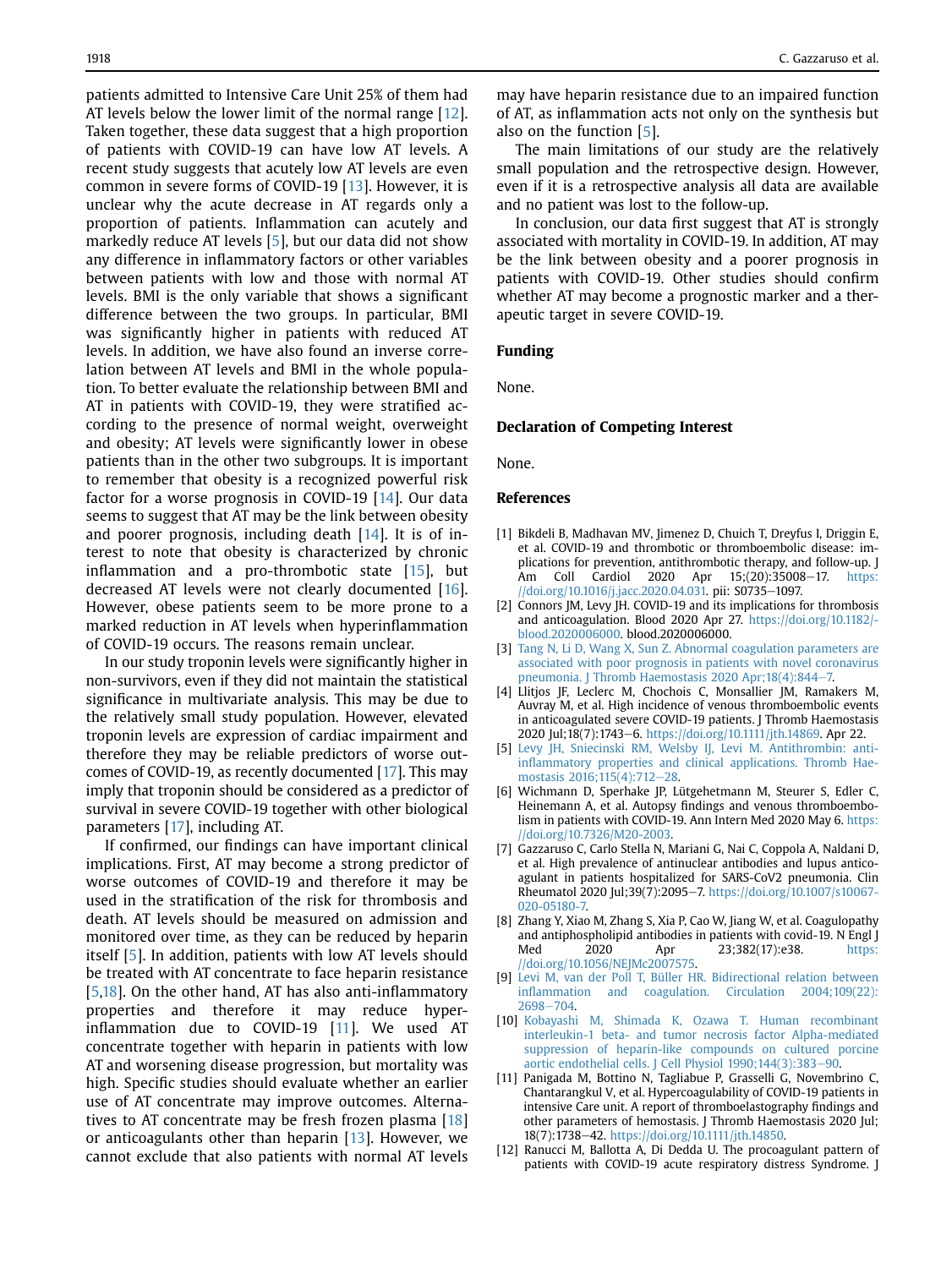patients admitted to Intensive Care Unit 25% of them had AT levels below the lower limit of the normal range [12]. Taken together, these data suggest that a high proportion of patients with COVID-19 can have low AT levels. A recent study suggests that acutely low AT levels are even common in severe forms of COVID-19 [13]. However, it is unclear why the acute decrease in AT regards only a proportion of patients. Inflammation can acutely and markedly reduce AT levels [5], but our data did not show any difference in inflammatory factors or other variables between patients with low and those with normal AT levels. BMI is the only variable that shows a significant difference between the two groups. In particular, BMI was significantly higher in patients with reduced AT levels. In addition, we have also found an inverse correlation between AT levels and BMI in the whole population. To better evaluate the relationship between BMI and AT in patients with COVID-19, they were stratified according to the presence of normal weight, overweight and obesity; AT levels were significantly lower in obese patients than in the other two subgroups. It is important to remember that obesity is a recognized powerful risk factor for a worse prognosis in COVID-19 [14]. Our data seems to suggest that AT may be the link between obesity and poorer prognosis, including death [14]. It is of interest to note that obesity is characterized by chronic inflammation and a pro-thrombotic state [15], but decreased AT levels were not clearly documented [16]. However, obese patients seem to be more prone to a marked reduction in AT levels when hyperinflammation of COVID-19 occurs. The reasons remain unclear.

In our study troponin levels were significantly higher in non-survivors, even if they did not maintain the statistical significance in multivariate analysis. This may be due to the relatively small study population. However, elevated troponin levels are expression of cardiac impairment and therefore they may be reliable predictors of worse outcomes of COVID-19, as recently documented [17]. This may imply that troponin should be considered as a predictor of survival in severe COVID-19 together with other biological parameters [17], including AT.

If confirmed, our findings can have important clinical implications. First, AT may become a strong predictor of worse outcomes of COVID-19 and therefore it may be used in the stratification of the risk for thrombosis and death. AT levels should be measured on admission and monitored over time, as they can be reduced by heparin itself [5]. In addition, patients with low AT levels should be treated with AT concentrate to face heparin resistance [5,18]. On the other hand, AT has also anti-inflammatory properties and therefore it may reduce hyperinflammation due to COVID-19 [11]. We used AT concentrate together with heparin in patients with low AT and worsening disease progression, but mortality was high. Specific studies should evaluate whether an earlier use of AT concentrate may improve outcomes. Alternatives to AT concentrate may be fresh frozen plasma [18] or anticoagulants other than heparin [13]. However, we cannot exclude that also patients with normal AT levels may have heparin resistance due to an impaired function of AT, as inflammation acts not only on the synthesis but also on the function [5].

The main limitations of our study are the relatively small population and the retrospective design. However, even if it is a retrospective analysis all data are available and no patient was lost to the follow-up.

In conclusion, our data first suggest that AT is strongly associated with mortality in COVID-19. In addition, AT may be the link between obesity and a poorer prognosis in patients with COVID-19. Other studies should confirm whether AT may become a prognostic marker and a therapeutic target in severe COVID-19.

## Funding

None.

## Declaration of Competing Interest

None.

## References

[1] Bikdeli B, Madhavan MV, Jimenez D, Chuich T, Dreyfus I, Driggin E, et al. COVID-19 and thrombotic or thromboembolic disease: implications for prevention, antithrombotic therapy, and follow-up. J Am Coll Cardiol 2020 Apr 15;(20):35008–17. https://doi.org/10.1016/j.jacc.2020.04.031. pii: S0735–1097.

[2] Connors JM, Levy JH. COVID-19 and its implications for thrombosis and anticoagulation. Blood 2020 Apr 27. https://doi.org/10.1182/blood.2020006000. blood.2020006000.

[3] Tang N, Li D, Wang X, Sun Z. Abnormal coagulation parameters are associated with poor prognosis in patients with novel coronavirus pneumonia. J Thromb Haemostasis 2020 Apr;18(4):844–7.

[4] Llitjos JF, Leclerc M, Chochois C, Monsallier JM, Ramakers M, Auvray M, et al. High incidence of venous thromboembolic events in anticoagulated severe COVID-19 patients. J Thromb Haemostasis 2020 Jul;18(7):1743–6. https://doi.org/10.1111/jth.14869. Apr 22.

[5] Levy JH, Sniecinski RM, Welsby IJ, Levi M. Antithrombin: anti-inflammatory properties and clinical applications. Thromb Haemostasis 2016;115(4):712–28.

[6] Wichmann D, Sperhake JP, Lütgehetmann M, Steurer S, Edler C, Heinemann A, et al. Autopsy findings and venous thromboembolism in patients with COVID-19. Ann Intern Med 2020 May 6. https://doi.org/10.7326/M20-2003.

[7] Gazzaruso C, Carlo Stella N, Mariani G, Nai C, Coppola A, Naldani D, et al. High prevalence of antinuclear antibodies and lupus anticoagulant in patients hospitalized for SARS-CoV2 pneumonia. Clin Rheumatol 2020 Jul;39(7):2095–7. https://doi.org/10.1007/s10067-020-05180-7.

[8] Zhang Y, Xiao M, Zhang S, Xia P, Cao W, Jiang W, et al. Coagulopathy and antiphospholipid antibodies in patients with covid-19. N Engl J Med 2020 Apr 23;382(17):e38. https://doi.org/10.1056/NEJMc2007575.

[9] Levi M, van der Poll T, Büller HR. Bidirectional relation between inflammation and coagulation. Circulation 2004;109(22):2698–704.

[10] Kobayashi M, Shimada K, Ozawa T. Human recombinant interleukin-1 beta- and tumor necrosis factor Alpha-mediated suppression of heparin-like compounds on cultured porcine aortic endothelial cells. J Cell Physiol 1990;144(3):383–90.

[11] Panigada M, Bottino N, Tagliabue P, Grasselli G, Novembrino C, Chantarangkul V, et al. Hypercoagulability of COVID-19 patients in intensive Care unit. A report of thromboelastography findings and other parameters of hemostasis. J Thromb Haemostasis 2020 Jul; 18(7):1738–42. https://doi.org/10.1111/jth.14850.

[12] Ranucci M, Ballotta A, Di Dedda U. The procoagulant pattern of patients with COVID-19 acute respiratory distress Syndrome. J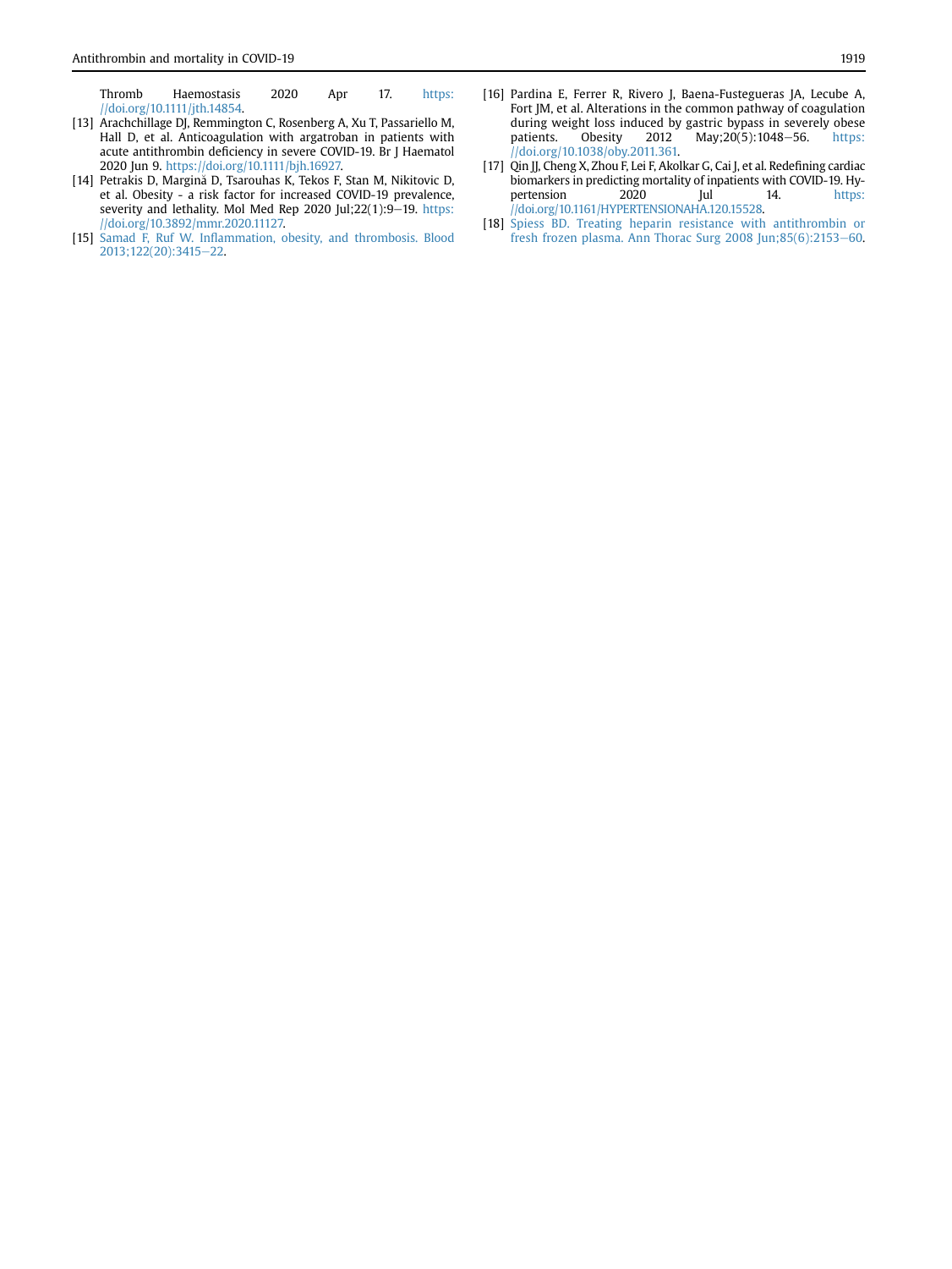Thromb Haemostasis 2020 Apr 17. https://doi.org/10.1111/jth.14854.

[13] Arachchillage DJ, Remmington C, Rosenberg A, Xu T, Passariello M, Hall D, et al. Anticoagulation with argatroban in patients with acute antithrombin deficiency in severe COVID-19. Br J Haematol 2020 Jun 9. https://doi.org/10.1111/bjh.16927.

[14] Petrakis D, Margină D, Tsarouhas K, Tekos F, Stan M, Nikitovic D, et al. Obesity - a risk factor for increased COVID-19 prevalence, severity and lethality. Mol Med Rep 2020 Jul;22(1):9–19. https://doi.org/10.3892/mmr.2020.11127.

[15] Samad F, Ruf W. Inflammation, obesity, and thrombosis. Blood 2013;122(20):3415–22.

[16] Pardina E, Ferrer R, Rivero J, Baena-Fustegueras JA, Lecube A, Fort JM, et al. Alterations in the common pathway of coagulation during weight loss induced by gastric bypass in severely obese patients. Obesity 2012 May;20(5):1048–56. https://doi.org/10.1038/oby.2011.361.

[17] Qin JJ, Cheng X, Zhou F, Lei F, Akolkar G, Cai J, et al. Redefining cardiac biomarkers in predicting mortality of inpatients with COVID-19. Hypertension 2020 Jul 14. https://doi.org/10.1161/HYPERTENSIONAHA.120.15528.

[18] Spiess BD. Treating heparin resistance with antithrombin or fresh frozen plasma. Ann Thorac Surg 2008 Jun;85(6):2153–60.